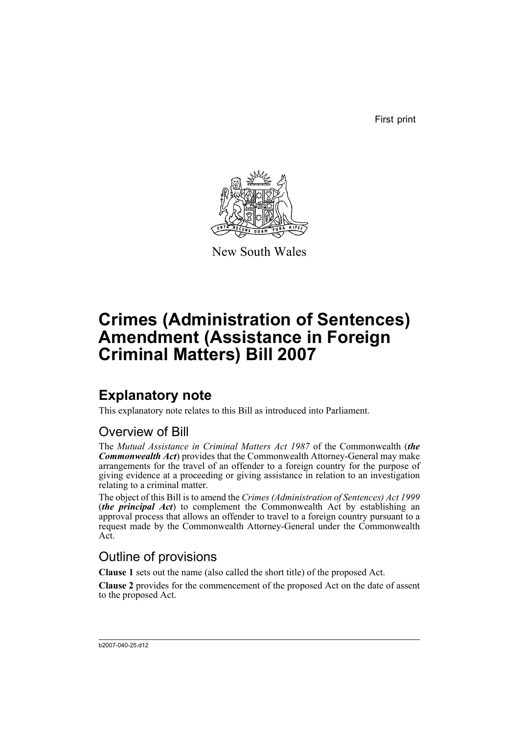First print

New South Wales

# Crimes (Administration of Sentences) Amendment (Assistance in Foreign Criminal Matters) Bill 2007

## Explanatory note

This explanatory note relates to this Bill as introduced into Parliament.

### Overview of Bill

The *Mutual Assistance in Criminal Matters Act 1987* of the Commonwealth (***the Commonwealth Act***) provides that the Commonwealth Attorney-General may make arrangements for the travel of an offender to a foreign country for the purpose of giving evidence at a proceeding or giving assistance in relation to an investigation relating to a criminal matter.

The object of this Bill is to amend the *Crimes (Administration of Sentences) Act 1999* (***the principal Act***) to complement the Commonwealth Act by establishing an approval process that allows an offender to travel to a foreign country pursuant to a request made by the Commonwealth Attorney-General under the Commonwealth Act.

### Outline of provisions

**Clause 1** sets out the name (also called the short title) of the proposed Act.

**Clause 2** provides for the commencement of the proposed Act on the date of assent to the proposed Act.

b2007-040-25.d12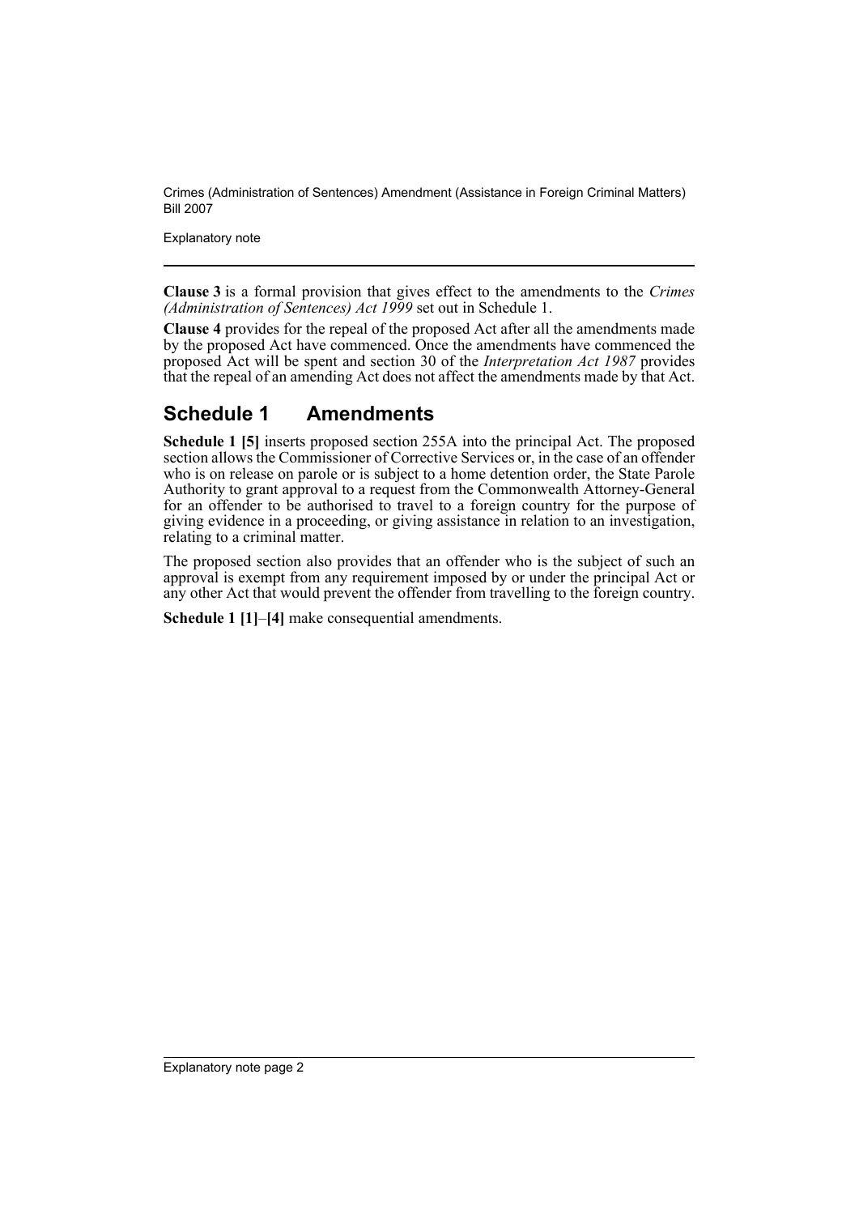**Clause 3** is a formal provision that gives effect to the amendments to the *Crimes (Administration of Sentences) Act 1999* set out in Schedule 1.

**Clause 4** provides for the repeal of the proposed Act after all the amendments made by the proposed Act have commenced. Once the amendments have commenced the proposed Act will be spent and section 30 of the *Interpretation Act 1987* provides that the repeal of an amending Act does not affect the amendments made by that Act.

## Schedule 1 Amendments

**Schedule 1 [5]** inserts proposed section 255A into the principal Act. The proposed section allows the Commissioner of Corrective Services or, in the case of an offender who is on release on parole or is subject to a home detention order, the State Parole Authority to grant approval to a request from the Commonwealth Attorney-General for an offender to be authorised to travel to a foreign country for the purpose of giving evidence in a proceeding, or giving assistance in relation to an investigation, relating to a criminal matter.

The proposed section also provides that an offender who is the subject of such an approval is exempt from any requirement imposed by or under the principal Act or any other Act that would prevent the offender from travelling to the foreign country.

**Schedule 1 [1]**–**[4]** make consequential amendments.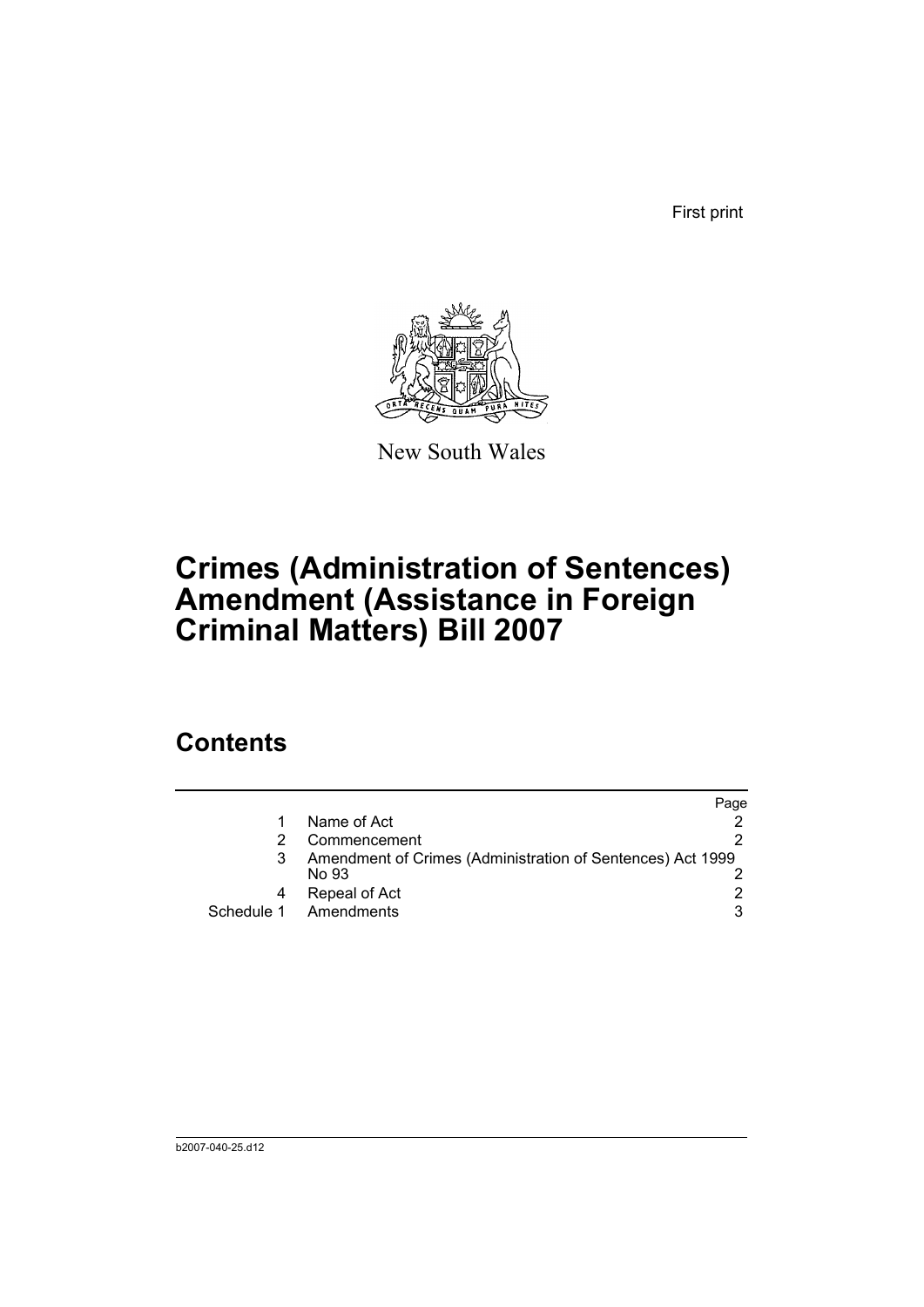First print

New South Wales

# Crimes (Administration of Sentences) Amendment (Assistance in Foreign Criminal Matters) Bill 2007

## Contents

| | | Page |
|---|---|---|
| 1 | Name of Act | 2 |
| 2 | Commencement | 2 |
| 3 | Amendment of Crimes (Administration of Sentences) Act 1999 No 93 | 2 |
| 4 | Repeal of Act | 2 |
| Schedule 1 | Amendments | 3 |

b2007-040-25.d12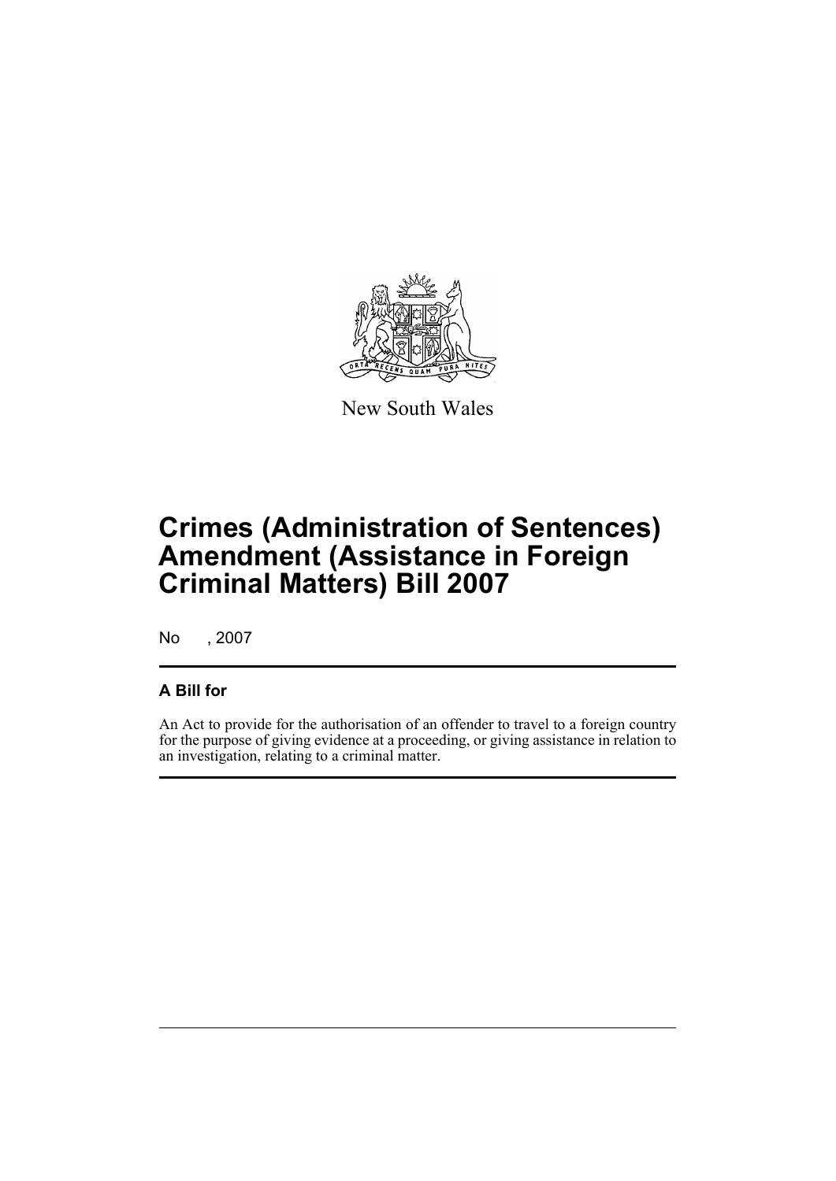New South Wales

# Crimes (Administration of Sentences) Amendment (Assistance in Foreign Criminal Matters) Bill 2007

No , 2007

## A Bill for

An Act to provide for the authorisation of an offender to travel to a foreign country for the purpose of giving evidence at a proceeding, or giving assistance in relation to an investigation, relating to a criminal matter.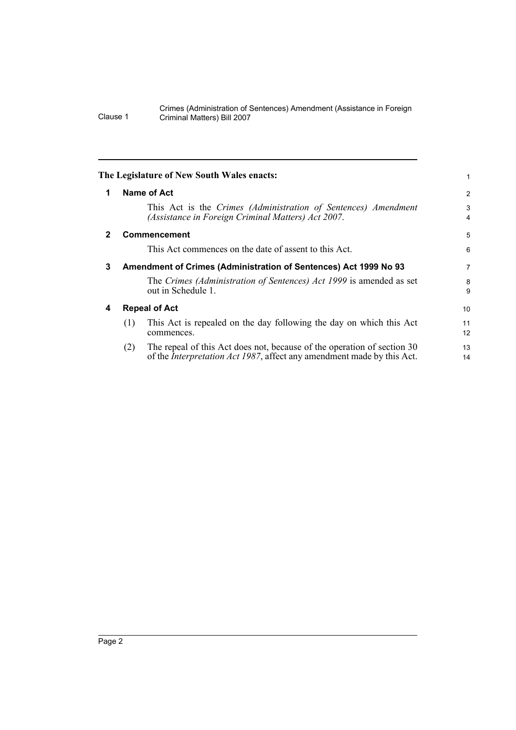**The Legislature of New South Wales enacts:**

## 1 Name of Act

This Act is the *Crimes (Administration of Sentences) Amendment (Assistance in Foreign Criminal Matters) Act 2007*.

## 2 Commencement

This Act commences on the date of assent to this Act.

## 3 Amendment of Crimes (Administration of Sentences) Act 1999 No 93

The *Crimes (Administration of Sentences) Act 1999* is amended as set out in Schedule 1.

## 4 Repeal of Act

(1) This Act is repealed on the day following the day on which this Act commences.

(2) The repeal of this Act does not, because of the operation of section 30 of the *Interpretation Act 1987*, affect any amendment made by this Act.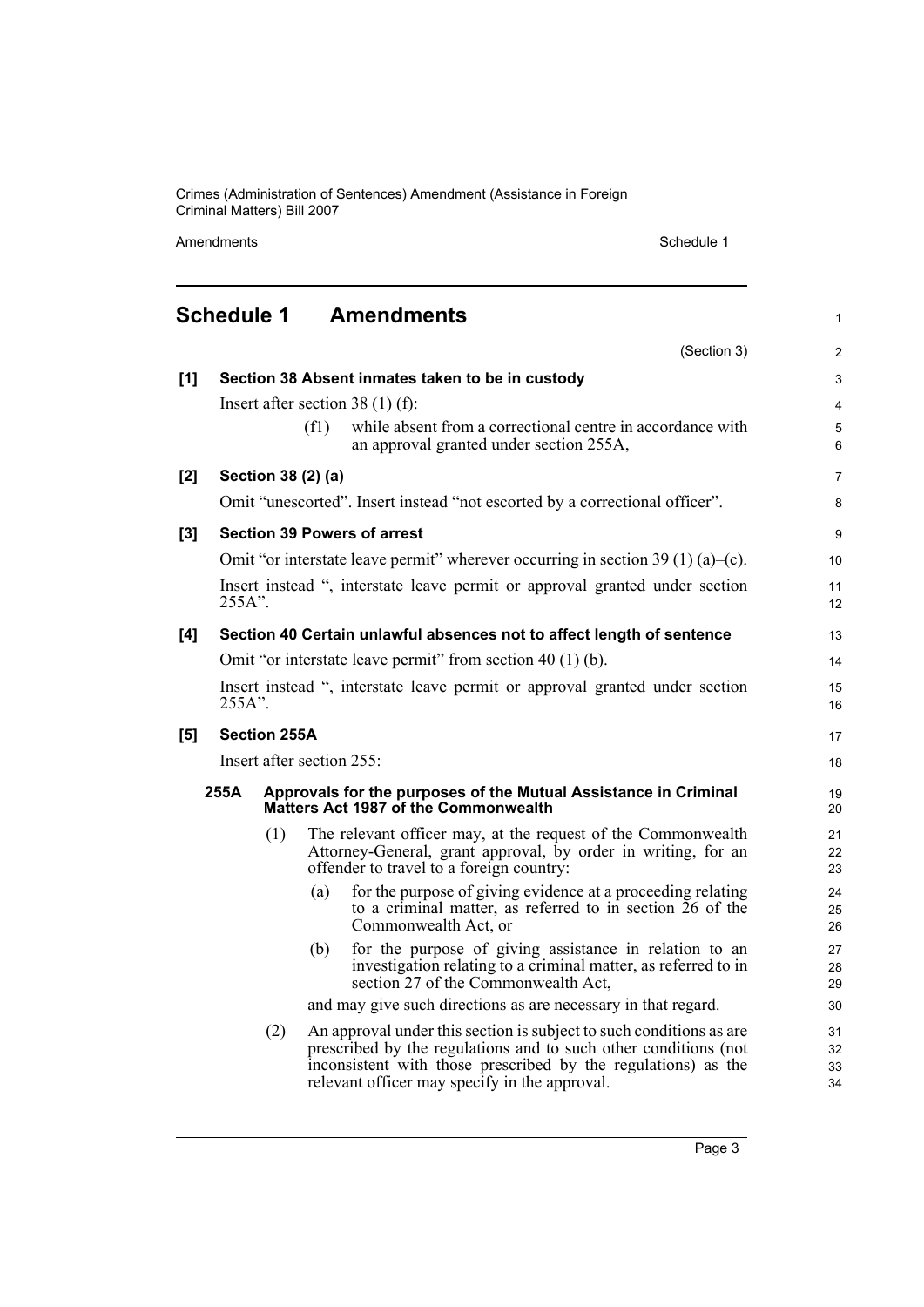## Schedule 1 Amendments

(Section 3)

**[1] Section 38 Absent inmates taken to be in custody**

Insert after section 38 (1) (f):

(f1) while absent from a correctional centre in accordance with an approval granted under section 255A,

**[2] Section 38 (2) (a)**

Omit "unescorted". Insert instead "not escorted by a correctional officer".

**[3] Section 39 Powers of arrest**

Omit "or interstate leave permit" wherever occurring in section 39 (1) (a)–(c).

Insert instead ", interstate leave permit or approval granted under section 255A".

**[4] Section 40 Certain unlawful absences not to affect length of sentence**

Omit "or interstate leave permit" from section 40 (1) (b).

Insert instead ", interstate leave permit or approval granted under section 255A".

**[5] Section 255A**

Insert after section 255:

**255A Approvals for the purposes of the Mutual Assistance in Criminal Matters Act 1987 of the Commonwealth**

(1) The relevant officer may, at the request of the Commonwealth Attorney-General, grant approval, by order in writing, for an offender to travel to a foreign country:

(a) for the purpose of giving evidence at a proceeding relating to a criminal matter, as referred to in section 26 of the Commonwealth Act, or

(b) for the purpose of giving assistance in relation to an investigation relating to a criminal matter, as referred to in section 27 of the Commonwealth Act,

and may give such directions as are necessary in that regard.

(2) An approval under this section is subject to such conditions as are prescribed by the regulations and to such other conditions (not inconsistent with those prescribed by the regulations) as the relevant officer may specify in the approval.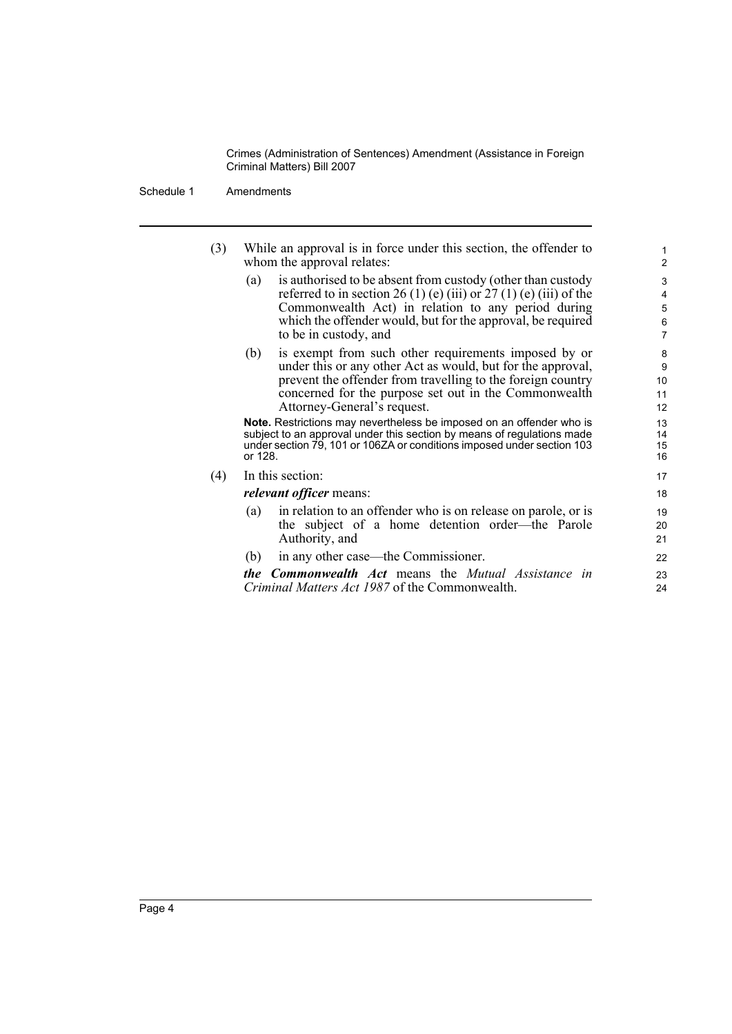(3) While an approval is in force under this section, the offender to whom the approval relates:

(a) is authorised to be absent from custody (other than custody referred to in section 26 (1) (e) (iii) or 27 (1) (e) (iii) of the Commonwealth Act) in relation to any period during which the offender would, but for the approval, be required to be in custody, and

(b) is exempt from such other requirements imposed by or under this or any other Act as would, but for the approval, prevent the offender from travelling to the foreign country concerned for the purpose set out in the Commonwealth Attorney-General's request.

**Note.** Restrictions may nevertheless be imposed on an offender who is subject to an approval under this section by means of regulations made under section 79, 101 or 106ZA or conditions imposed under section 103 or 128.

(4) In this section:

***relevant officer*** means:

(a) in relation to an offender who is on release on parole, or is the subject of a home detention order—the Parole Authority, and

(b) in any other case—the Commissioner.

***the Commonwealth Act*** means the *Mutual Assistance in Criminal Matters Act 1987* of the Commonwealth.